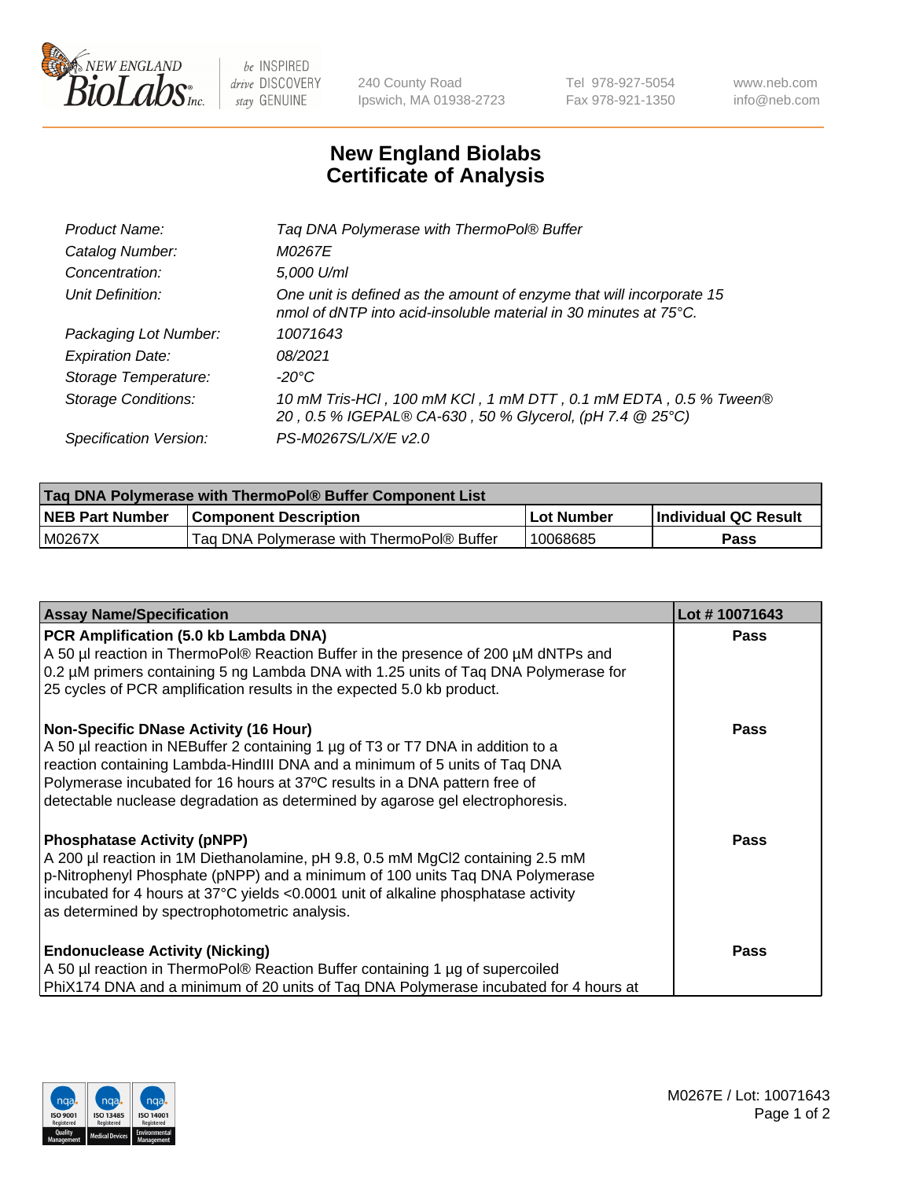240 County Road
Ipswich, MA 01938-2723

Tel 978-927-5054
Fax 978-921-1350

www.neb.com
info@neb.com

# New England Biolabs
# Certificate of Analysis

| | |
|---|---|
| *Product Name:* | *Taq DNA Polymerase with ThermoPol® Buffer* |
| *Catalog Number:* | *M0267E* |
| *Concentration:* | *5,000 U/ml* |
| *Unit Definition:* | *One unit is defined as the amount of enzyme that will incorporate 15 nmol of dNTP into acid-insoluble material in 30 minutes at 75°C.* |
| *Packaging Lot Number:* | *10071643* |
| *Expiration Date:* | *08/2021* |
| *Storage Temperature:* | *-20°C* |
| *Storage Conditions:* | *10 mM Tris-HCl , 100 mM KCl , 1 mM DTT , 0.1 mM EDTA , 0.5 % Tween® 20 , 0.5 % IGEPAL® CA-630 , 50 % Glycerol, (pH 7.4 @ 25°C)* |
| *Specification Version:* | *PS-M0267S/L/X/E v2.0* |

| Taq DNA Polymerase with ThermoPol® Buffer Component List | | | |
|---|---|---|---|
| **NEB Part Number** | **Component Description** | **Lot Number** | **Individual QC Result** |
| M0267X | Taq DNA Polymerase with ThermoPol® Buffer | 10068685 | **Pass** |

| Assay Name/Specification | Lot # 10071643 |
|---|---|
| **PCR Amplification (5.0 kb Lambda DNA)**<br>A 50 µl reaction in ThermoPol® Reaction Buffer in the presence of 200 µM dNTPs and 0.2 µM primers containing 5 ng Lambda DNA with 1.25 units of Taq DNA Polymerase for 25 cycles of PCR amplification results in the expected 5.0 kb product. | **Pass** |
| **Non-Specific DNase Activity (16 Hour)**<br>A 50 µl reaction in NEBuffer 2 containing 1 µg of T3 or T7 DNA in addition to a reaction containing Lambda-HindIII DNA and a minimum of 5 units of Taq DNA Polymerase incubated for 16 hours at 37ºC results in a DNA pattern free of detectable nuclease degradation as determined by agarose gel electrophoresis. | **Pass** |
| **Phosphatase Activity (pNPP)**<br>A 200 µl reaction in 1M Diethanolamine, pH 9.8, 0.5 mM $MgCl_2$ containing 2.5 mM p-Nitrophenyl Phosphate (pNPP) and a minimum of 100 units Taq DNA Polymerase incubated for 4 hours at 37°C yields <0.0001 unit of alkaline phosphatase activity as determined by spectrophotometric analysis. | **Pass** |
| **Endonuclease Activity (Nicking)**<br>A 50 µl reaction in ThermoPol® Reaction Buffer containing 1 µg of supercoiled PhiX174 DNA and a minimum of 20 units of Taq DNA Polymerase incubated for 4 hours at | **Pass** |

M0267E / Lot: 10071643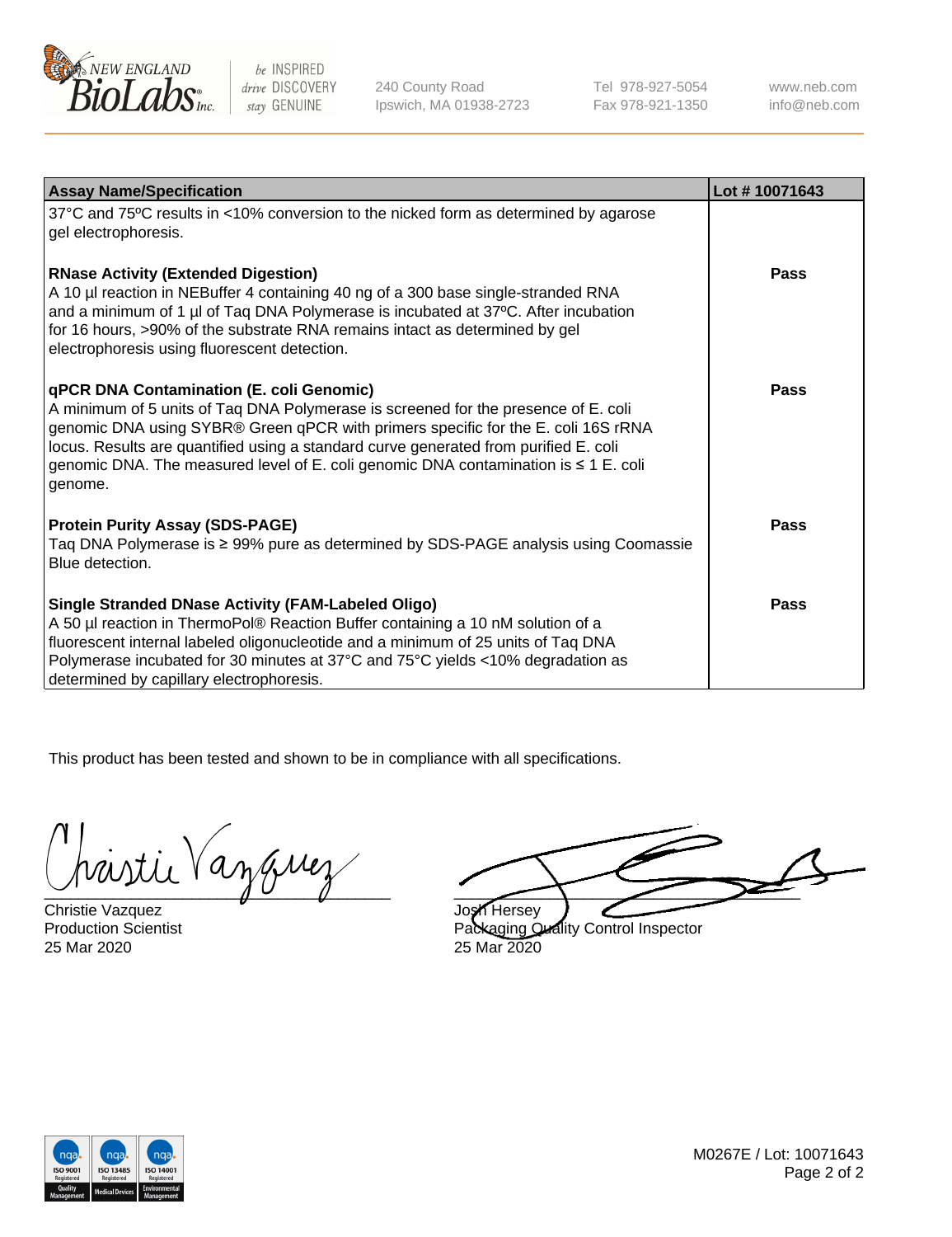| Assay Name/Specification | Lot # 10071643 |
| --- | --- |
| 37°C and 75ºC results in <10% conversion to the nicked form as determined by agarose gel electrophoresis. | |
| **RNase Activity (Extended Digestion)**<br>A 10 µl reaction in NEBuffer 4 containing 40 ng of a 300 base single-stranded RNA and a minimum of 1 µl of Taq DNA Polymerase is incubated at 37ºC. After incubation for 16 hours, >90% of the substrate RNA remains intact as determined by gel electrophoresis using fluorescent detection. | **Pass** |
| **qPCR DNA Contamination (E. coli Genomic)**<br>A minimum of 5 units of Taq DNA Polymerase is screened for the presence of E. coli genomic DNA using SYBR® Green qPCR with primers specific for the E. coli 16S rRNA locus. Results are quantified using a standard curve generated from purified E. coli genomic DNA. The measured level of E. coli genomic DNA contamination is ≤ 1 E. coli genome. | **Pass** |
| **Protein Purity Assay (SDS-PAGE)**<br>Taq DNA Polymerase is ≥ 99% pure as determined by SDS-PAGE analysis using Coomassie Blue detection. | **Pass** |
| **Single Stranded DNase Activity (FAM-Labeled Oligo)**<br>A 50 µl reaction in ThermoPol® Reaction Buffer containing a 10 nM solution of a fluorescent internal labeled oligonucleotide and a minimum of 25 units of Taq DNA Polymerase incubated for 30 minutes at 37°C and 75°C yields <10% degradation as determined by capillary electrophoresis. | **Pass** |

This product has been tested and shown to be in compliance with all specifications.

Christie Vazquez
Production Scientist
25 Mar 2020

Josh Hersey
Packaging Quality Control Inspector
25 Mar 2020

M0267E / Lot: 10071643